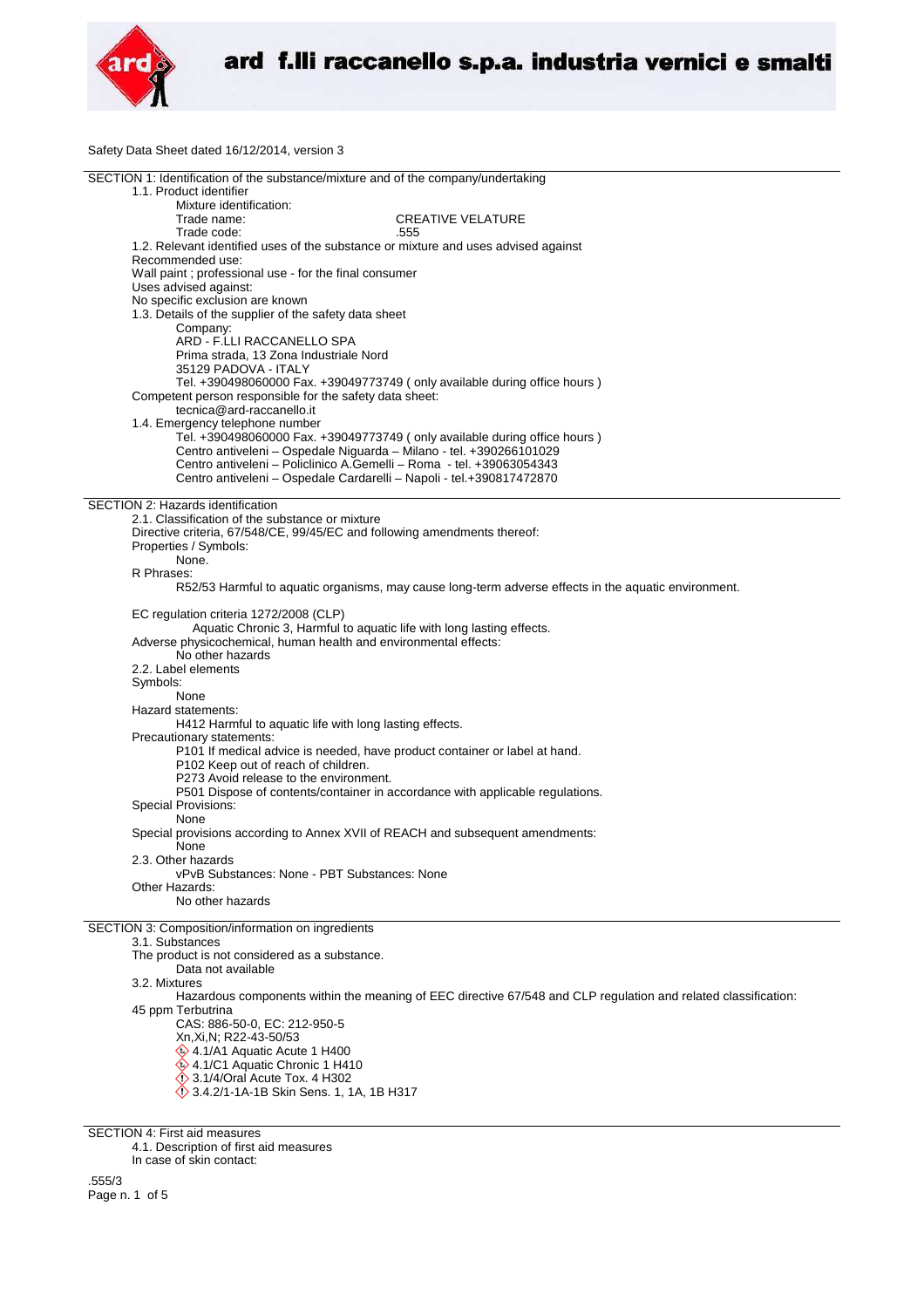ard f.lli raccanello s.p.a. industria vernici e smalti

Safety Data Sheet dated 16/12/2014, version 3

## SECTION 1: Identification of the substance/mixture and of the company/undertaking

1.1. Product identifier

Mixture identification:

Trade name: CREATIVE VELATURE

Trade code: .555

1.2. Relevant identified uses of the substance or mixture and uses advised against

Recommended use:

Wall paint ; professional use - for the final consumer

Uses advised against:

No specific exclusion are known

1.3. Details of the supplier of the safety data sheet

Company:

ARD - F.LLI RACCANELLO SPA

Prima strada, 13 Zona Industriale Nord

35129 PADOVA - ITALY

Tel. +390498060000 Fax. +39049773749 ( only available during office hours )

Competent person responsible for the safety data sheet:

tecnica@ard-raccanello.it

1.4. Emergency telephone number

Tel. +390498060000 Fax. +39049773749 ( only available during office hours )

Centro antiveleni – Ospedale Niguarda – Milano - tel. +390266101029

Centro antiveleni – Policlinico A.Gemelli – Roma - tel. +39063054343

Centro antiveleni – Ospedale Cardarelli – Napoli - tel.+390817472870

## SECTION 2: Hazards identification

2.1. Classification of the substance or mixture

Directive criteria, 67/548/CE, 99/45/EC and following amendments thereof:

Properties / Symbols:

None.

R Phrases:

R52/53 Harmful to aquatic organisms, may cause long-term adverse effects in the aquatic environment.

EC regulation criteria 1272/2008 (CLP)

Aquatic Chronic 3, Harmful to aquatic life with long lasting effects.

Adverse physicochemical, human health and environmental effects:

No other hazards

2.2. Label elements

Symbols:

None

Hazard statements:

H412 Harmful to aquatic life with long lasting effects.

Precautionary statements:

P101 If medical advice is needed, have product container or label at hand.

P102 Keep out of reach of children.

P273 Avoid release to the environment.

P501 Dispose of contents/container in accordance with applicable regulations.

Special Provisions:

None

Special provisions according to Annex XVII of REACH and subsequent amendments:

None

2.3. Other hazards

vPvB Substances: None - PBT Substances: None

Other Hazards:

No other hazards

## SECTION 3: Composition/information on ingredients

3.1. Substances

The product is not considered as a substance.

Data not available

3.2. Mixtures

Hazardous components within the meaning of EEC directive 67/548 and CLP regulation and related classification:

45 ppm Terbutrina

CAS: 886-50-0, EC: 212-950-5

Xn,Xi,N; R22-43-50/53

4.1/A1 Aquatic Acute 1 H400

4.1/C1 Aquatic Chronic 1 H410

3.1/4/Oral Acute Tox. 4 H302

3.4.2/1-1A-1B Skin Sens. 1, 1A, 1B H317

## SECTION 4: First aid measures

4.1. Description of first aid measures

In case of skin contact:

.555/3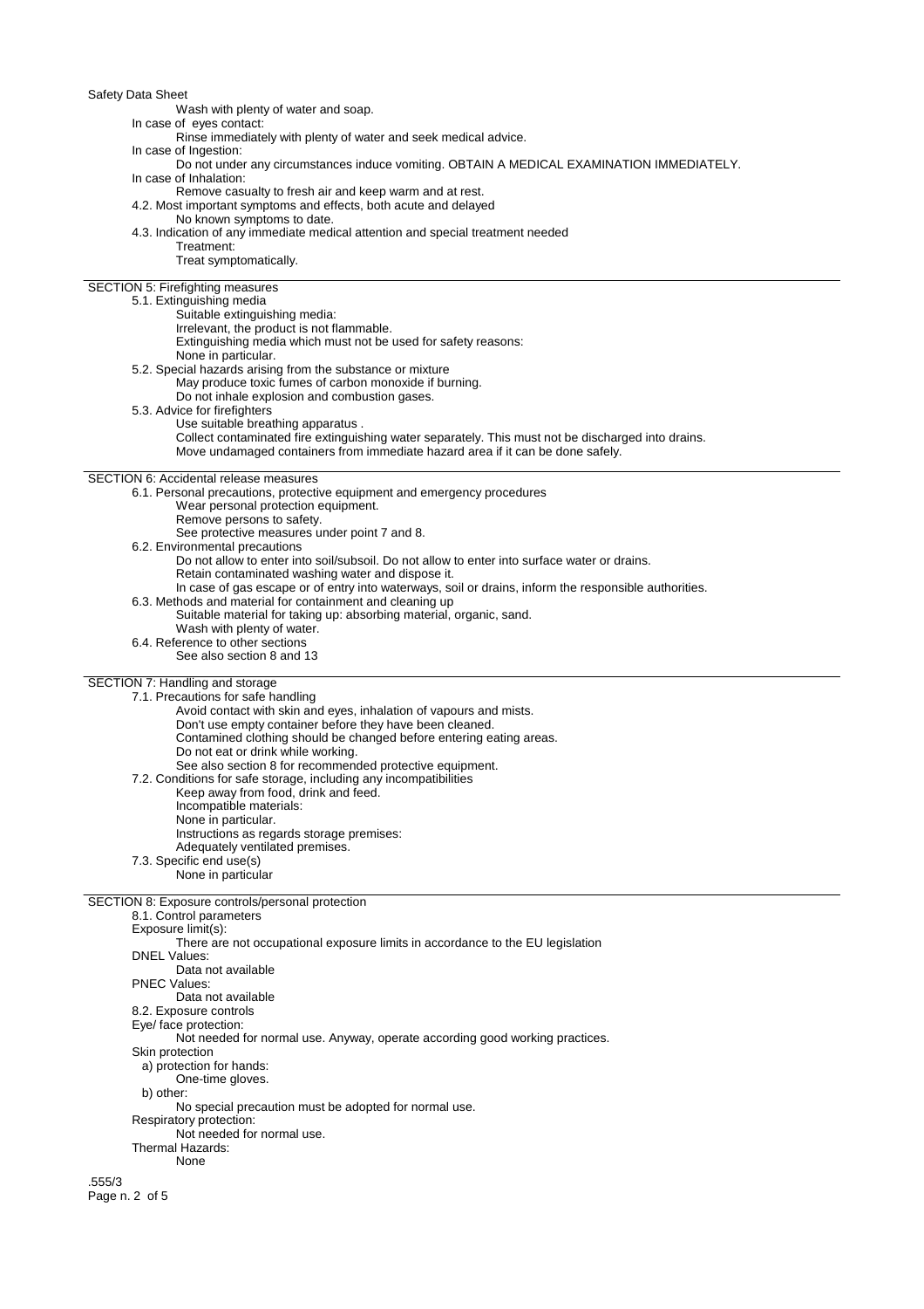Wash with plenty of water and soap.

In case of eyes contact:

Rinse immediately with plenty of water and seek medical advice.

In case of Ingestion:

Do not under any circumstances induce vomiting. OBTAIN A MEDICAL EXAMINATION IMMEDIATELY.

In case of Inhalation:

Remove casualty to fresh air and keep warm and at rest.

4.2. Most important symptoms and effects, both acute and delayed

No known symptoms to date.

4.3. Indication of any immediate medical attention and special treatment needed

Treatment:

Treat symptomatically.

## SECTION 5: Firefighting measures

5.1. Extinguishing media

Suitable extinguishing media:

Irrelevant, the product is not flammable.

Extinguishing media which must not be used for safety reasons:

None in particular.

5.2. Special hazards arising from the substance or mixture

May produce toxic fumes of carbon monoxide if burning.

Do not inhale explosion and combustion gases.

5.3. Advice for firefighters

Use suitable breathing apparatus .

Collect contaminated fire extinguishing water separately. This must not be discharged into drains.

Move undamaged containers from immediate hazard area if it can be done safely.

## SECTION 6: Accidental release measures

6.1. Personal precautions, protective equipment and emergency procedures

Wear personal protection equipment.

Remove persons to safety.

See protective measures under point 7 and 8.

6.2. Environmental precautions

Do not allow to enter into soil/subsoil. Do not allow to enter into surface water or drains.

Retain contaminated washing water and dispose it.

In case of gas escape or of entry into waterways, soil or drains, inform the responsible authorities.

6.3. Methods and material for containment and cleaning up

Suitable material for taking up: absorbing material, organic, sand.

Wash with plenty of water.

6.4. Reference to other sections

See also section 8 and 13

## SECTION 7: Handling and storage

7.1. Precautions for safe handling

Avoid contact with skin and eyes, inhalation of vapours and mists.

Don't use empty container before they have been cleaned.

Contamined clothing should be changed before entering eating areas.

Do not eat or drink while working.

See also section 8 for recommended protective equipment.

7.2. Conditions for safe storage, including any incompatibilities

Keep away from food, drink and feed.

Incompatible materials:

None in particular.

Instructions as regards storage premises:

Adequately ventilated premises.

7.3. Specific end use(s)

None in particular

## SECTION 8: Exposure controls/personal protection

8.1. Control parameters

Exposure limit(s):

There are not occupational exposure limits in accordance to the EU legislation

DNEL Values:

Data not available

PNEC Values:

Data not available

8.2. Exposure controls

Eye/ face protection:

Not needed for normal use. Anyway, operate according good working practices.

Skin protection

a) protection for hands:

One-time gloves.

b) other:

No special precaution must be adopted for normal use.

Respiratory protection:

Not needed for normal use.

Thermal Hazards:

None

.555/3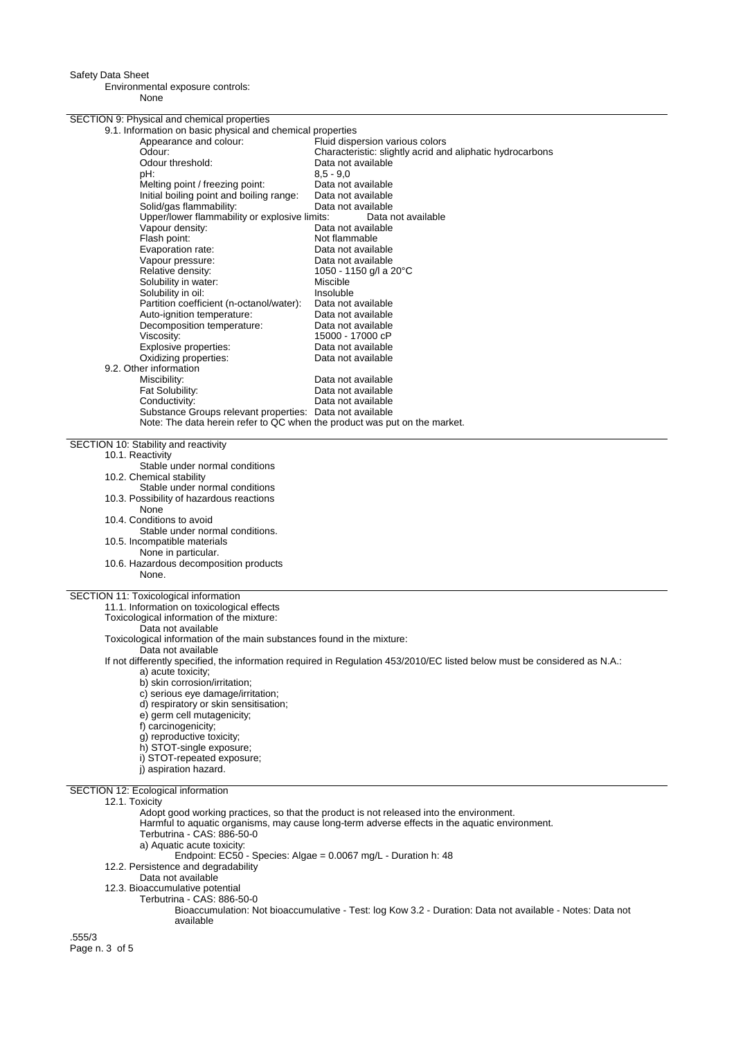Environmental exposure controls:

None

## SECTION 9: Physical and chemical properties

9.1. Information on basic physical and chemical properties

| Property | Value |
|---|---|
| Appearance and colour: | Fluid dispersion various colors |
| Odour: | Characteristic: slightly acrid and aliphatic hydrocarbons |
| Odour threshold: | Data not available |
| pH: | 8,5 - 9,0 |
| Melting point / freezing point: | Data not available |
| Initial boiling point and boiling range: | Data not available |
| Solid/gas flammability: | Data not available |
| Upper/lower flammability or explosive limits: | Data not available |
| Vapour density: | Data not available |
| Flash point: | Not flammable |
| Evaporation rate: | Data not available |
| Vapour pressure: | Data not available |
| Relative density: | 1050 - 1150 g/l a 20°C |
| Solubility in water: | Miscible |
| Solubility in oil: | Insoluble |
| Partition coefficient (n-octanol/water): | Data not available |
| Auto-ignition temperature: | Data not available |
| Decomposition temperature: | Data not available |
| Viscosity: | 15000 - 17000 cP |
| Explosive properties: | Data not available |
| Oxidizing properties: | Data not available |

9.2. Other information

| Property | Value |
|---|---|
| Miscibility: | Data not available |
| Fat Solubility: | Data not available |
| Conductivity: | Data not available |
| Substance Groups relevant properties: | Data not available |

Note: The data herein refer to QC when the product was put on the market.

## SECTION 10: Stability and reactivity

10.1. Reactivity

Stable under normal conditions

10.2. Chemical stability

Stable under normal conditions

10.3. Possibility of hazardous reactions

None

10.4. Conditions to avoid

Stable under normal conditions.

10.5. Incompatible materials

None in particular.

10.6. Hazardous decomposition products

None.

## SECTION 11: Toxicological information

11.1. Information on toxicological effects

Toxicological information of the mixture:

Data not available

Toxicological information of the main substances found in the mixture:

Data not available

If not differently specified, the information required in Regulation 453/2010/EC listed below must be considered as N.A.:

a) acute toxicity;
b) skin corrosion/irritation;
c) serious eye damage/irritation;
d) respiratory or skin sensitisation;
e) germ cell mutagenicity;
f) carcinogenicity;
g) reproductive toxicity;
h) STOT-single exposure;
i) STOT-repeated exposure;
j) aspiration hazard.

## SECTION 12: Ecological information

12.1. Toxicity

Adopt good working practices, so that the product is not released into the environment.
Harmful to aquatic organisms, may cause long-term adverse effects in the aquatic environment.
Terbutrina - CAS: 886-50-0
a) Aquatic acute toxicity:
Endpoint: EC50 - Species: Algae = 0.0067 mg/L - Duration h: 48

12.2. Persistence and degradability

Data not available

12.3. Bioaccumulative potential

Terbutrina - CAS: 886-50-0
Bioaccumulation: Not bioaccumulative - Test: log Kow 3.2 - Duration: Data not available - Notes: Data not available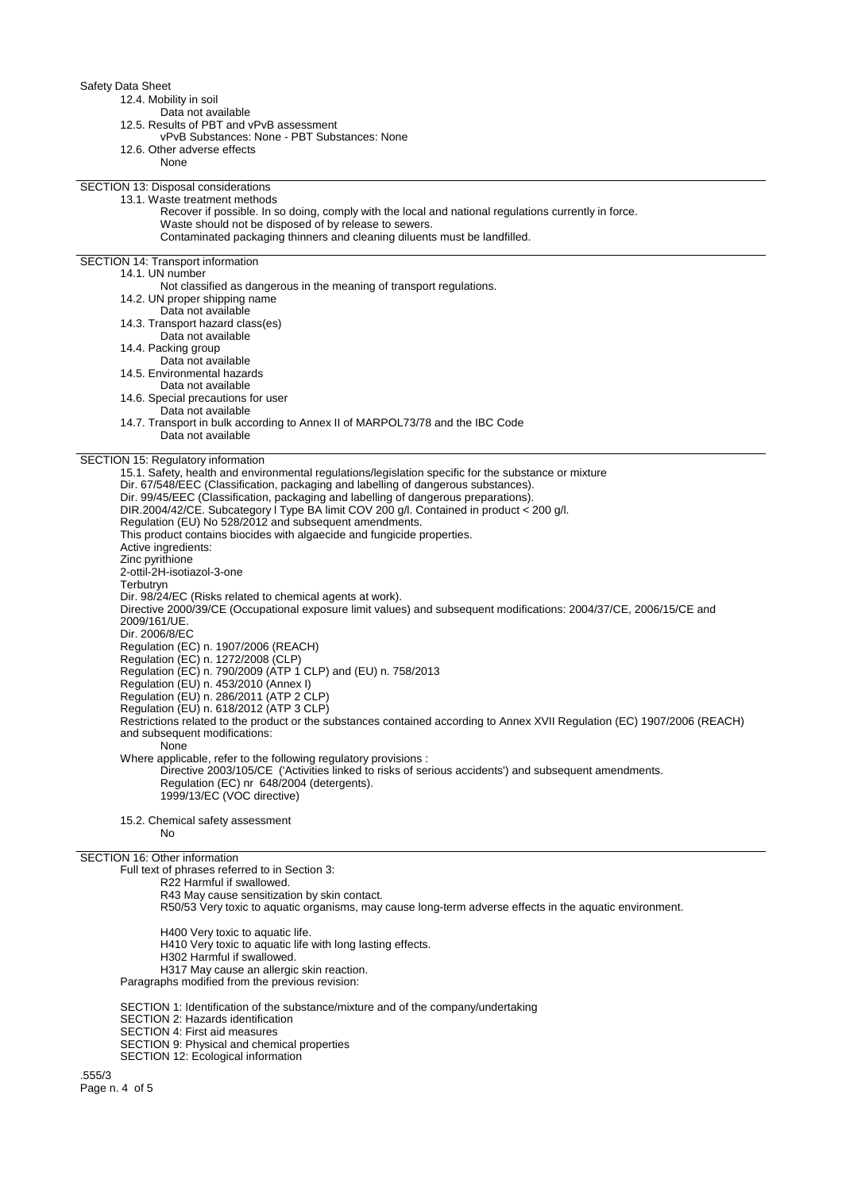12.4. Mobility in soil

Data not available

12.5. Results of PBT and vPvB assessment

vPvB Substances: None - PBT Substances: None

12.6. Other adverse effects

None

## SECTION 13: Disposal considerations

13.1. Waste treatment methods

Recover if possible. In so doing, comply with the local and national regulations currently in force.
Waste should not be disposed of by release to sewers.
Contaminated packaging thinners and cleaning diluents must be landfilled.

## SECTION 14: Transport information

14.1. UN number

Not classified as dangerous in the meaning of transport regulations.

14.2. UN proper shipping name

Data not available

14.3. Transport hazard class(es)

Data not available

14.4. Packing group

Data not available

14.5. Environmental hazards

Data not available

14.6. Special precautions for user

Data not available

14.7. Transport in bulk according to Annex II of MARPOL73/78 and the IBC Code

Data not available

## SECTION 15: Regulatory information

15.1. Safety, health and environmental regulations/legislation specific for the substance or mixture

Dir. 67/548/EEC (Classification, packaging and labelling of dangerous substances).
Dir. 99/45/EEC (Classification, packaging and labelling of dangerous preparations).
DIR.2004/42/CE. Subcategory l Type BA limit COV 200 g/l. Contained in product < 200 g/l.
Regulation (EU) No 528/2012 and subsequent amendments.
This product contains biocides with algaecide and fungicide properties.
Active ingredients:
Zinc pyrithione
2-ottil-2H-isotiazol-3-one
Terbutryn
Dir. 98/24/EC (Risks related to chemical agents at work).
Directive 2000/39/CE (Occupational exposure limit values) and subsequent modifications: 2004/37/CE, 2006/15/CE and 2009/161/UE.
Dir. 2006/8/EC
Regulation (EC) n. 1907/2006 (REACH)
Regulation (EC) n. 1272/2008 (CLP)
Regulation (EC) n. 790/2009 (ATP 1 CLP) and (EU) n. 758/2013
Regulation (EU) n. 453/2010 (Annex I)
Regulation (EU) n. 286/2011 (ATP 2 CLP)
Regulation (EU) n. 618/2012 (ATP 3 CLP)
Restrictions related to the product or the substances contained according to Annex XVII Regulation (EC) 1907/2006 (REACH) and subsequent modifications:

None

Where applicable, refer to the following regulatory provisions :

Directive 2003/105/CE ('Activities linked to risks of serious accidents') and subsequent amendments.
Regulation (EC) nr 648/2004 (detergents).
1999/13/EC (VOC directive)

15.2. Chemical safety assessment

No

## SECTION 16: Other information

Full text of phrases referred to in Section 3:

R22 Harmful if swallowed.
R43 May cause sensitization by skin contact.
R50/53 Very toxic to aquatic organisms, may cause long-term adverse effects in the aquatic environment.

H400 Very toxic to aquatic life.
H410 Very toxic to aquatic life with long lasting effects.
H302 Harmful if swallowed.
H317 May cause an allergic skin reaction.

Paragraphs modified from the previous revision:

SECTION 1: Identification of the substance/mixture and of the company/undertaking
SECTION 2: Hazards identification
SECTION 4: First aid measures
SECTION 9: Physical and chemical properties
SECTION 12: Ecological information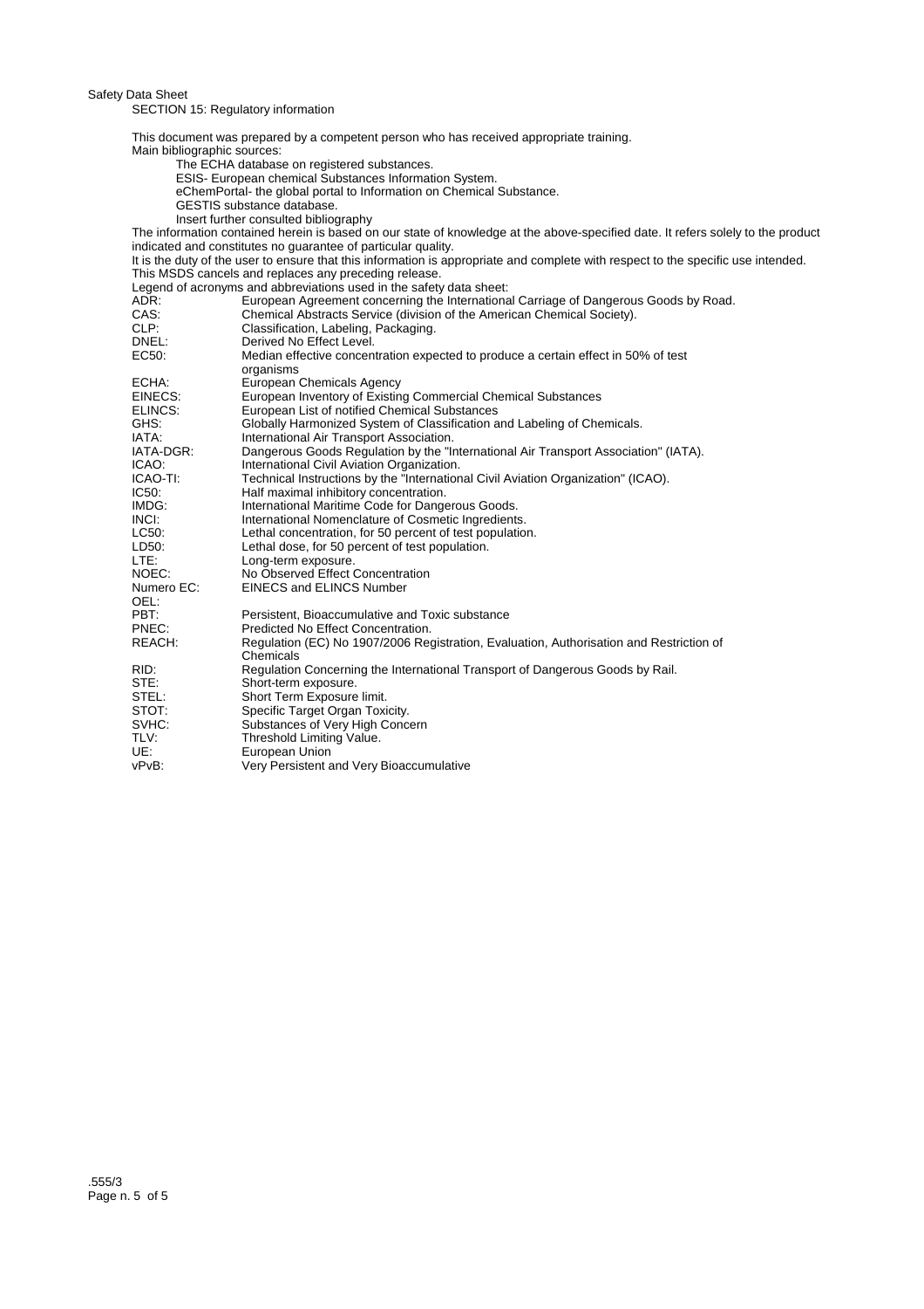Safety Data Sheet

## SECTION 15: Regulatory information

This document was prepared by a competent person who has received appropriate training.

Main bibliographic sources:

- The ECHA database on registered substances.
- ESIS- European chemical Substances Information System.
- eChemPortal- the global portal to Information on Chemical Substance.
- GESTIS substance database.
- Insert further consulted bibliography

The information contained herein is based on our state of knowledge at the above-specified date. It refers solely to the product indicated and constitutes no guarantee of particular quality.

It is the duty of the user to ensure that this information is appropriate and complete with respect to the specific use intended.

This MSDS cancels and replaces any preceding release.

Legend of acronyms and abbreviations used in the safety data sheet:

| | |
|---|---|
| ADR: | European Agreement concerning the International Carriage of Dangerous Goods by Road. |
| CAS: | Chemical Abstracts Service (division of the American Chemical Society). |
| CLP: | Classification, Labeling, Packaging. |
| DNEL: | Derived No Effect Level. |
| EC50: | Median effective concentration expected to produce a certain effect in 50% of test organisms |
| ECHA: | European Chemicals Agency |
| EINECS: | European Inventory of Existing Commercial Chemical Substances |
| ELINCS: | European List of notified Chemical Substances |
| GHS: | Globally Harmonized System of Classification and Labeling of Chemicals. |
| IATA: | International Air Transport Association. |
| IATA-DGR: | Dangerous Goods Regulation by the "International Air Transport Association" (IATA). |
| ICAO: | International Civil Aviation Organization. |
| ICAO-TI: | Technical Instructions by the "International Civil Aviation Organization" (ICAO). |
| IC50: | Half maximal inhibitory concentration. |
| IMDG: | International Maritime Code for Dangerous Goods. |
| INCI: | International Nomenclature of Cosmetic Ingredients. |
| LC50: | Lethal concentration, for 50 percent of test population. |
| LD50: | Lethal dose, for 50 percent of test population. |
| LTE: | Long-term exposure. |
| NOEC: | No Observed Effect Concentration |
| Numero EC: | EINECS and ELINCS Number |
| OEL: | |
| PBT: | Persistent, Bioaccumulative and Toxic substance |
| PNEC: | Predicted No Effect Concentration. |
| REACH: | Regulation (EC) No 1907/2006 Registration, Evaluation, Authorisation and Restriction of Chemicals |
| RID: | Regulation Concerning the International Transport of Dangerous Goods by Rail. |
| STE: | Short-term exposure. |
| STEL: | Short Term Exposure limit. |
| STOT: | Specific Target Organ Toxicity. |
| SVHC: | Substances of Very High Concern |
| TLV: | Threshold Limiting Value. |
| UE: | European Union |
| vPvB: | Very Persistent and Very Bioaccumulative |

.555/3